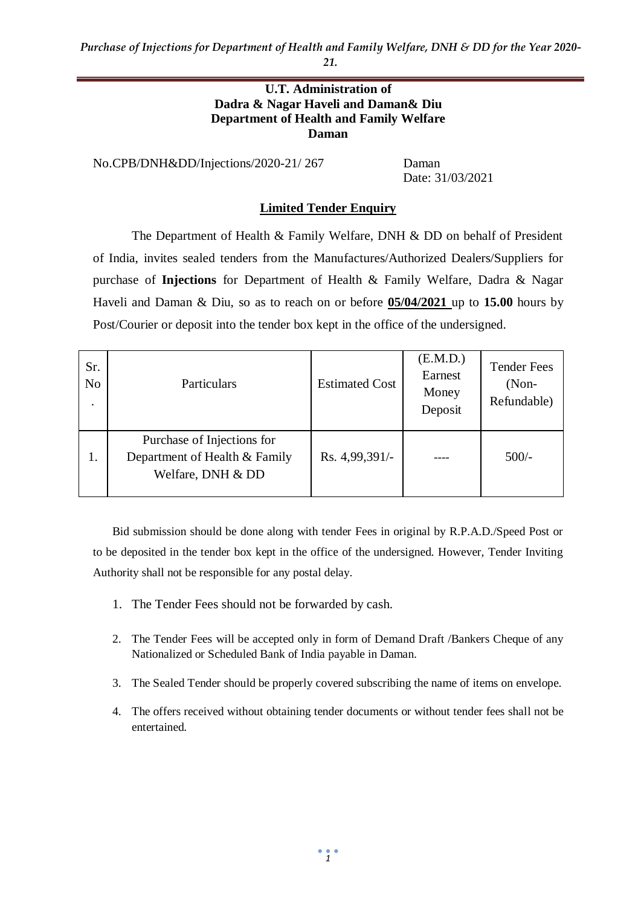**U.T. Administration of**
**Dadra & Nagar Haveli and Daman& Diu**
**Department of Health and Family Welfare**
**Daman**

No.CPB/DNH&DD/Injections/2020-21/ 267 Daman

Date: 31/03/2021

## Limited Tender Enquiry

The Department of Health & Family Welfare, DNH & DD on behalf of President of India, invites sealed tenders from the Manufactures/Authorized Dealers/Suppliers for purchase of **Injections** for Department of Health & Family Welfare, Dadra & Nagar Haveli and Daman & Diu, so as to reach on or before **05/04/2021** up to **15.00** hours by Post/Courier or deposit into the tender box kept in the office of the undersigned.

| Sr. No. | Particulars | Estimated Cost | (E.M.D.) Earnest Money Deposit | Tender Fees (Non-Refundable) |
|---|---|---|---|---|
| 1. | Purchase of Injections for Department of Health & Family Welfare, DNH & DD | Rs. 4,99,391/- | ---- | 500/- |

Bid submission should be done along with tender Fees in original by R.P.A.D./Speed Post or to be deposited in the tender box kept in the office of the undersigned. However, Tender Inviting Authority shall not be responsible for any postal delay.

1. The Tender Fees should not be forwarded by cash.
2. The Tender Fees will be accepted only in form of Demand Draft /Bankers Cheque of any Nationalized or Scheduled Bank of India payable in Daman.
3. The Sealed Tender should be properly covered subscribing the name of items on envelope.
4. The offers received without obtaining tender documents or without tender fees shall not be entertained.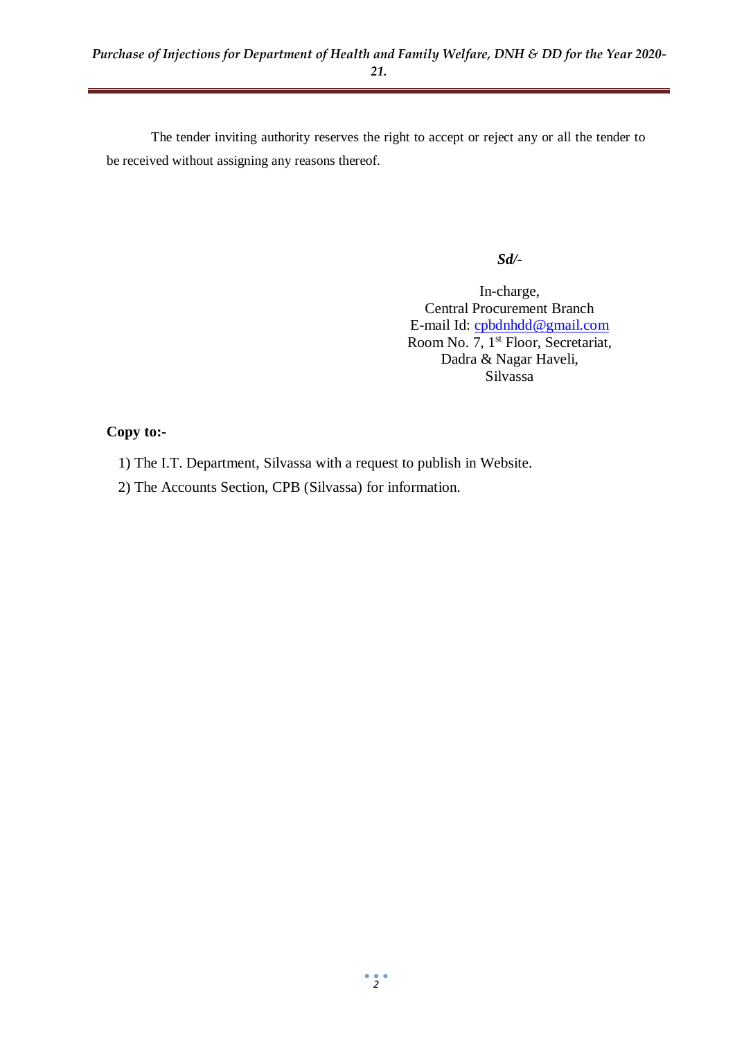The tender inviting authority reserves the right to accept or reject any or all the tender to be received without assigning any reasons thereof.

***Sd/-***

In-charge,
Central Procurement Branch
E-mail Id: cpbdnhdd@gmail.com
Room No. 7, 1st Floor, Secretariat,
Dadra & Nagar Haveli,
Silvassa

**Copy to:-**

1) The I.T. Department, Silvassa with a request to publish in Website.
2) The Accounts Section, CPB (Silvassa) for information.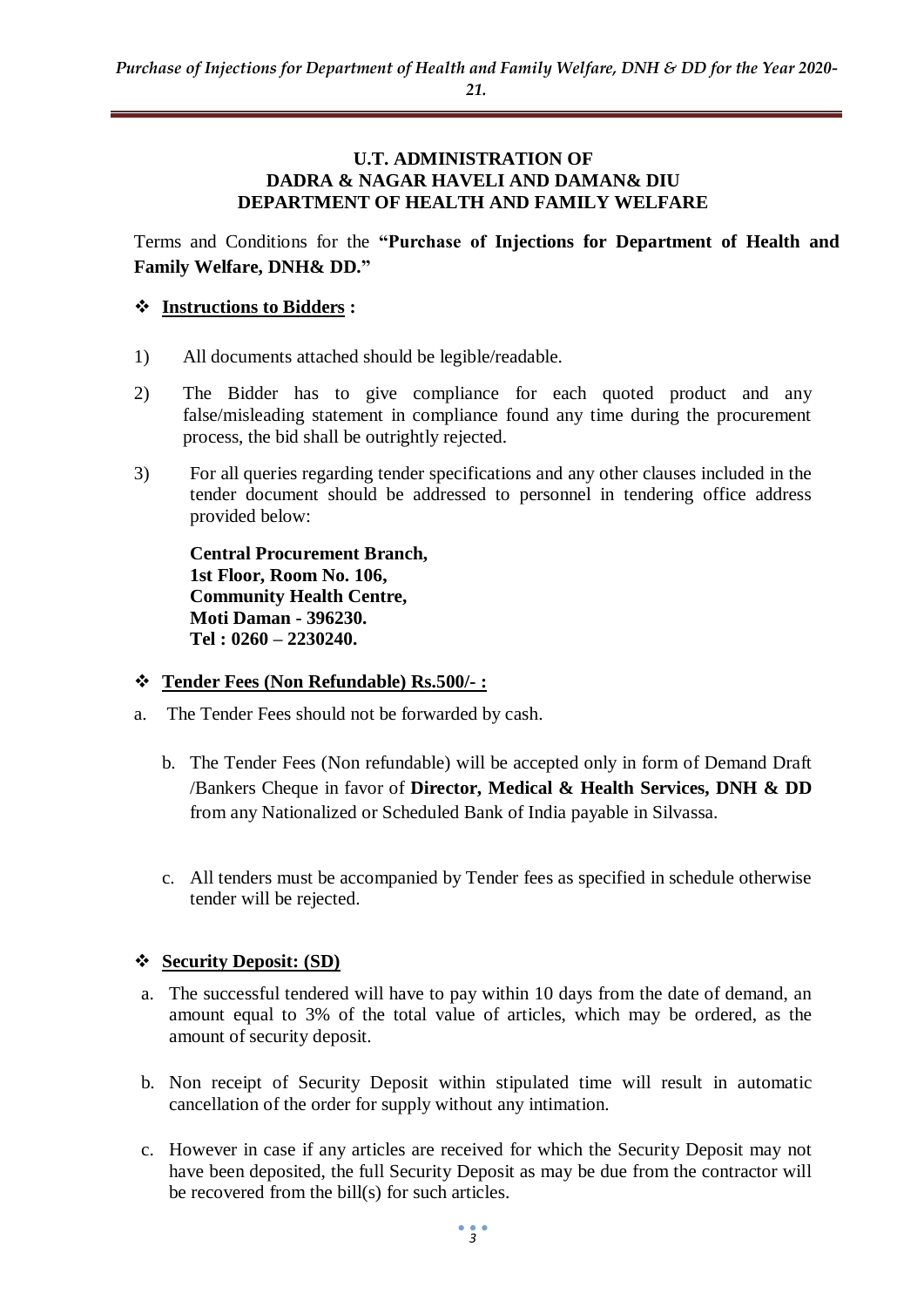**U.T. ADMINISTRATION OF**
**DADRA & NAGAR HAVELI AND DAMAN& DIU**
**DEPARTMENT OF HEALTH AND FAMILY WELFARE**

Terms and Conditions for the **"Purchase of Injections for Department of Health and Family Welfare, DNH& DD."**

## ❖ Instructions to Bidders :

1) All documents attached should be legible/readable.

2) The Bidder has to give compliance for each quoted product and any false/misleading statement in compliance found any time during the procurement process, the bid shall be outrightly rejected.

3) For all queries regarding tender specifications and any other clauses included in the tender document should be addressed to personnel in tendering office address provided below:

   **Central Procurement Branch,**
   **1st Floor, Room No. 106,**
   **Community Health Centre,**
   **Moti Daman - 396230.**
   **Tel : 0260 – 2230240.**

## ❖ Tender Fees (Non Refundable) Rs.500/- :

a. The Tender Fees should not be forwarded by cash.

b. The Tender Fees (Non refundable) will be accepted only in form of Demand Draft /Bankers Cheque in favor of **Director, Medical & Health Services, DNH & DD** from any Nationalized or Scheduled Bank of India payable in Silvassa.

c. All tenders must be accompanied by Tender fees as specified in schedule otherwise tender will be rejected.

## ❖ Security Deposit: (SD)

a. The successful tendered will have to pay within 10 days from the date of demand, an amount equal to 3% of the total value of articles, which may be ordered, as the amount of security deposit.

b. Non receipt of Security Deposit within stipulated time will result in automatic cancellation of the order for supply without any intimation.

c. However in case if any articles are received for which the Security Deposit may not have been deposited, the full Security Deposit as may be due from the contractor will be recovered from the bill(s) for such articles.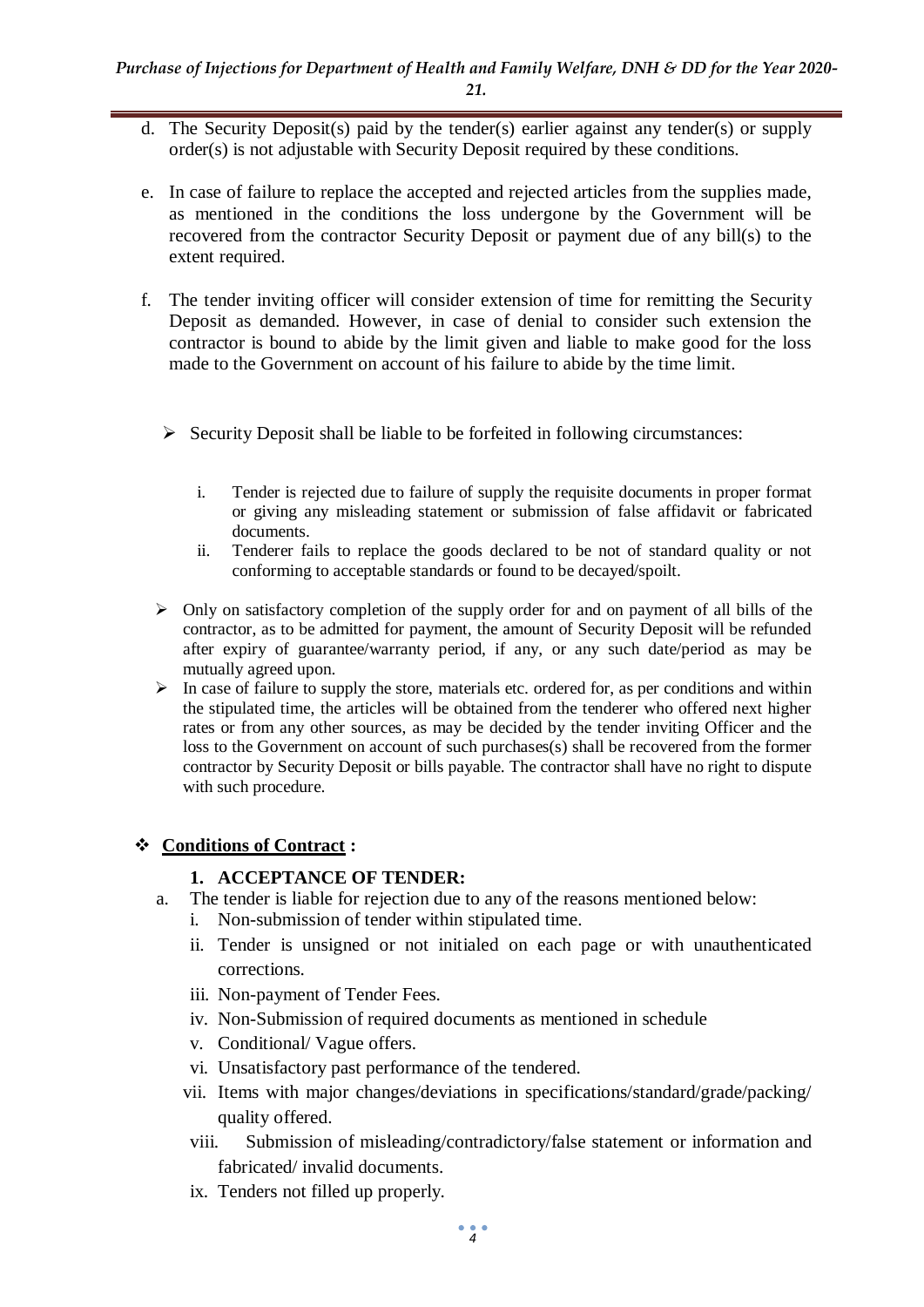d. The Security Deposit(s) paid by the tender(s) earlier against any tender(s) or supply order(s) is not adjustable with Security Deposit required by these conditions.

e. In case of failure to replace the accepted and rejected articles from the supplies made, as mentioned in the conditions the loss undergone by the Government will be recovered from the contractor Security Deposit or payment due of any bill(s) to the extent required.

f. The tender inviting officer will consider extension of time for remitting the Security Deposit as demanded. However, in case of denial to consider such extension the contractor is bound to abide by the limit given and liable to make good for the loss made to the Government on account of his failure to abide by the time limit.

- Security Deposit shall be liable to be forfeited in following circumstances:

  i. Tender is rejected due to failure of supply the requisite documents in proper format or giving any misleading statement or submission of false affidavit or fabricated documents.

  ii. Tenderer fails to replace the goods declared to be not of standard quality or not conforming to acceptable standards or found to be decayed/spoilt.

- Only on satisfactory completion of the supply order for and on payment of all bills of the contractor, as to be admitted for payment, the amount of Security Deposit will be refunded after expiry of guarantee/warranty period, if any, or any such date/period as may be mutually agreed upon.
- In case of failure to supply the store, materials etc. ordered for, as per conditions and within the stipulated time, the articles will be obtained from the tenderer who offered next higher rates or from any other sources, as may be decided by the tender inviting Officer and the loss to the Government on account of such purchases(s) shall be recovered from the former contractor by Security Deposit or bills payable. The contractor shall have no right to dispute with such procedure.

## **Conditions of Contract :**

### 1. ACCEPTANCE OF TENDER:

a. The tender is liable for rejection due to any of the reasons mentioned below:

  i. Non-submission of tender within stipulated time.

  ii. Tender is unsigned or not initialed on each page or with unauthenticated corrections.

  iii. Non-payment of Tender Fees.

  iv. Non-Submission of required documents as mentioned in schedule

  v. Conditional/ Vague offers.

  vi. Unsatisfactory past performance of the tendered.

  vii. Items with major changes/deviations in specifications/standard/grade/packing/ quality offered.

  viii. Submission of misleading/contradictory/false statement or information and fabricated/ invalid documents.

  ix. Tenders not filled up properly.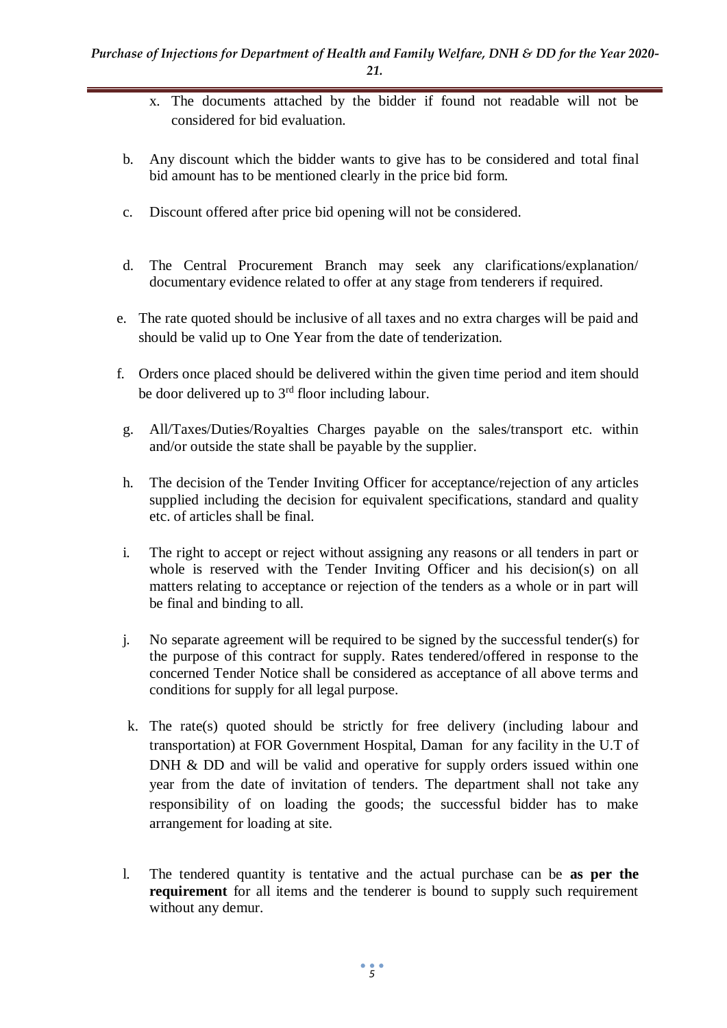x. The documents attached by the bidder if found not readable will not be considered for bid evaluation.

b. Any discount which the bidder wants to give has to be considered and total final bid amount has to be mentioned clearly in the price bid form.

c. Discount offered after price bid opening will not be considered.

d. The Central Procurement Branch may seek any clarifications/explanation/ documentary evidence related to offer at any stage from tenderers if required.

e. The rate quoted should be inclusive of all taxes and no extra charges will be paid and should be valid up to One Year from the date of tenderization.

f. Orders once placed should be delivered within the given time period and item should be door delivered up to 3rd floor including labour.

g. All/Taxes/Duties/Royalties Charges payable on the sales/transport etc. within and/or outside the state shall be payable by the supplier.

h. The decision of the Tender Inviting Officer for acceptance/rejection of any articles supplied including the decision for equivalent specifications, standard and quality etc. of articles shall be final.

i. The right to accept or reject without assigning any reasons or all tenders in part or whole is reserved with the Tender Inviting Officer and his decision(s) on all matters relating to acceptance or rejection of the tenders as a whole or in part will be final and binding to all.

j. No separate agreement will be required to be signed by the successful tender(s) for the purpose of this contract for supply. Rates tendered/offered in response to the concerned Tender Notice shall be considered as acceptance of all above terms and conditions for supply for all legal purpose.

k. The rate(s) quoted should be strictly for free delivery (including labour and transportation) at FOR Government Hospital, Daman for any facility in the U.T of DNH & DD and will be valid and operative for supply orders issued within one year from the date of invitation of tenders. The department shall not take any responsibility of on loading the goods; the successful bidder has to make arrangement for loading at site.

l. The tendered quantity is tentative and the actual purchase can be **as per the requirement** for all items and the tenderer is bound to supply such requirement without any demur.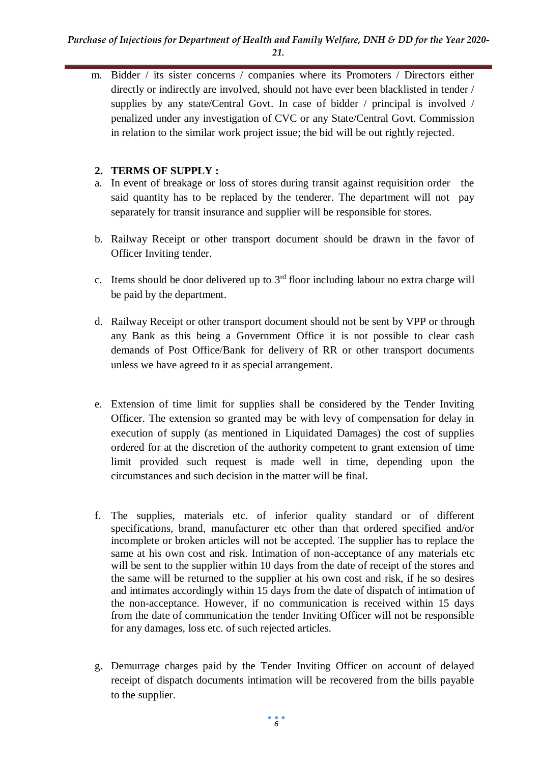m. Bidder / its sister concerns / companies where its Promoters / Directors either directly or indirectly are involved, should not have ever been blacklisted in tender / supplies by any state/Central Govt. In case of bidder / principal is involved / penalized under any investigation of CVC or any State/Central Govt. Commission in relation to the similar work project issue; the bid will be out rightly rejected.

## 2. TERMS OF SUPPLY :

a. In event of breakage or loss of stores during transit against requisition order the said quantity has to be replaced by the tenderer. The department will not pay separately for transit insurance and supplier will be responsible for stores.

b. Railway Receipt or other transport document should be drawn in the favor of Officer Inviting tender.

c. Items should be door delivered up to 3rd floor including labour no extra charge will be paid by the department.

d. Railway Receipt or other transport document should not be sent by VPP or through any Bank as this being a Government Office it is not possible to clear cash demands of Post Office/Bank for delivery of RR or other transport documents unless we have agreed to it as special arrangement.

e. Extension of time limit for supplies shall be considered by the Tender Inviting Officer. The extension so granted may be with levy of compensation for delay in execution of supply (as mentioned in Liquidated Damages) the cost of supplies ordered for at the discretion of the authority competent to grant extension of time limit provided such request is made well in time, depending upon the circumstances and such decision in the matter will be final.

f. The supplies, materials etc. of inferior quality standard or of different specifications, brand, manufacturer etc other than that ordered specified and/or incomplete or broken articles will not be accepted. The supplier has to replace the same at his own cost and risk. Intimation of non-acceptance of any materials etc will be sent to the supplier within 10 days from the date of receipt of the stores and the same will be returned to the supplier at his own cost and risk, if he so desires and intimates accordingly within 15 days from the date of dispatch of intimation of the non-acceptance. However, if no communication is received within 15 days from the date of communication the tender Inviting Officer will not be responsible for any damages, loss etc. of such rejected articles.

g. Demurrage charges paid by the Tender Inviting Officer on account of delayed receipt of dispatch documents intimation will be recovered from the bills payable to the supplier.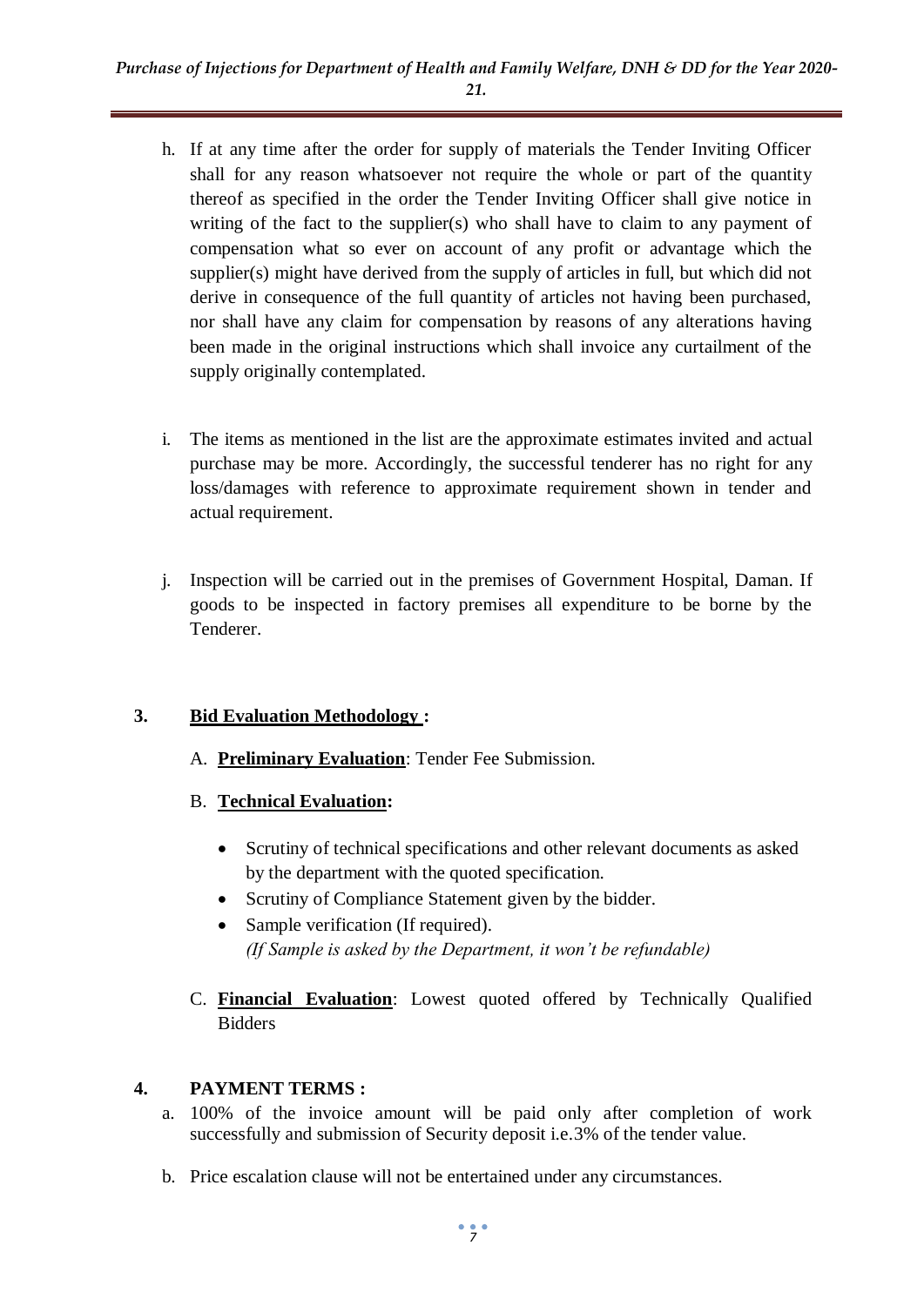h. If at any time after the order for supply of materials the Tender Inviting Officer shall for any reason whatsoever not require the whole or part of the quantity thereof as specified in the order the Tender Inviting Officer shall give notice in writing of the fact to the supplier(s) who shall have to claim to any payment of compensation what so ever on account of any profit or advantage which the supplier(s) might have derived from the supply of articles in full, but which did not derive in consequence of the full quantity of articles not having been purchased, nor shall have any claim for compensation by reasons of any alterations having been made in the original instructions which shall invoice any curtailment of the supply originally contemplated.

i. The items as mentioned in the list are the approximate estimates invited and actual purchase may be more. Accordingly, the successful tenderer has no right for any loss/damages with reference to approximate requirement shown in tender and actual requirement.

j. Inspection will be carried out in the premises of Government Hospital, Daman. If goods to be inspected in factory premises all expenditure to be borne by the Tenderer.

**3. Bid Evaluation Methodology :**

A. **Preliminary Evaluation**: Tender Fee Submission.

B. **Technical Evaluation:**

- Scrutiny of technical specifications and other relevant documents as asked by the department with the quoted specification.
- Scrutiny of Compliance Statement given by the bidder.
- Sample verification (If required).
  *(If Sample is asked by the Department, it won't be refundable)*

C. **Financial Evaluation**: Lowest quoted offered by Technically Qualified Bidders

**4. PAYMENT TERMS :**

a. 100% of the invoice amount will be paid only after completion of work successfully and submission of Security deposit i.e.3% of the tender value.

b. Price escalation clause will not be entertained under any circumstances.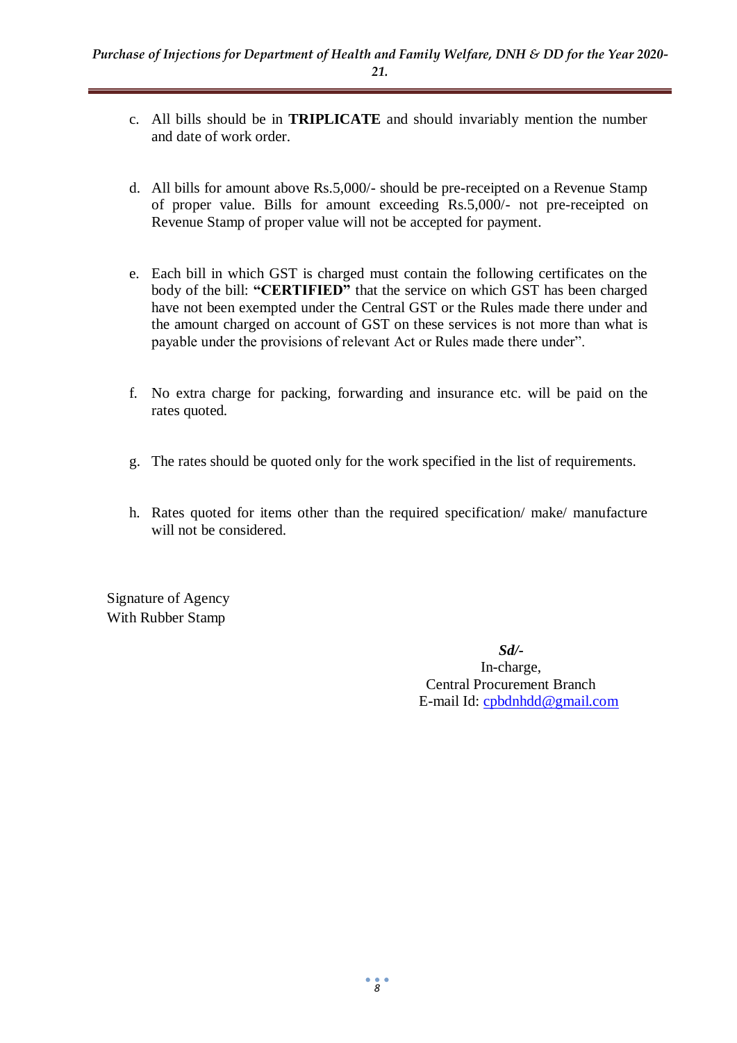c. All bills should be in **TRIPLICATE** and should invariably mention the number and date of work order.

d. All bills for amount above Rs.5,000/- should be pre-receipted on a Revenue Stamp of proper value. Bills for amount exceeding Rs.5,000/- not pre-receipted on Revenue Stamp of proper value will not be accepted for payment.

e. Each bill in which GST is charged must contain the following certificates on the body of the bill: **"CERTIFIED"** that the service on which GST has been charged have not been exempted under the Central GST or the Rules made there under and the amount charged on account of GST on these services is not more than what is payable under the provisions of relevant Act or Rules made there under".

f. No extra charge for packing, forwarding and insurance etc. will be paid on the rates quoted.

g. The rates should be quoted only for the work specified in the list of requirements.

h. Rates quoted for items other than the required specification/ make/ manufacture will not be considered.

Signature of Agency
With Rubber Stamp

***Sd/-***
In-charge,
Central Procurement Branch
E-mail Id: cpbdnhdd@gmail.com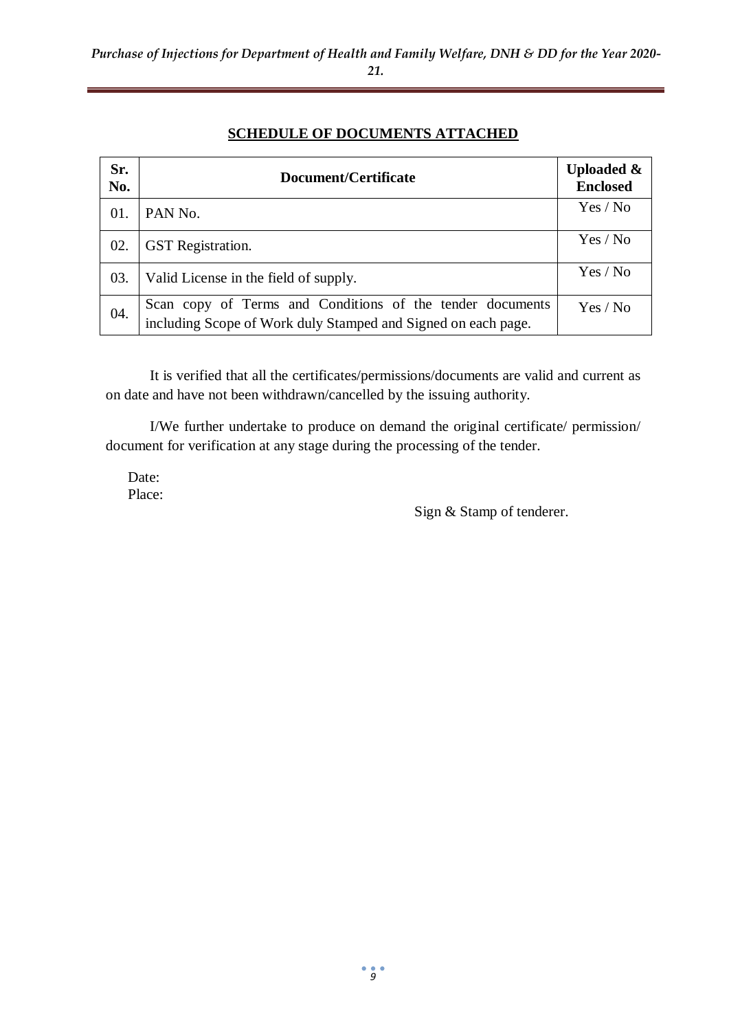## SCHEDULE OF DOCUMENTS ATTACHED

| Sr. No. | Document/Certificate | Uploaded & Enclosed |
|---|---|---|
| 01. | PAN No. | Yes / No |
| 02. | GST Registration. | Yes / No |
| 03. | Valid License in the field of supply. | Yes / No |
| 04. | Scan copy of Terms and Conditions of the tender documents including Scope of Work duly Stamped and Signed on each page. | Yes / No |

It is verified that all the certificates/permissions/documents are valid and current as on date and have not been withdrawn/cancelled by the issuing authority.

I/We further undertake to produce on demand the original certificate/ permission/ document for verification at any stage during the processing of the tender.

Date:
Place:

Sign & Stamp of tenderer.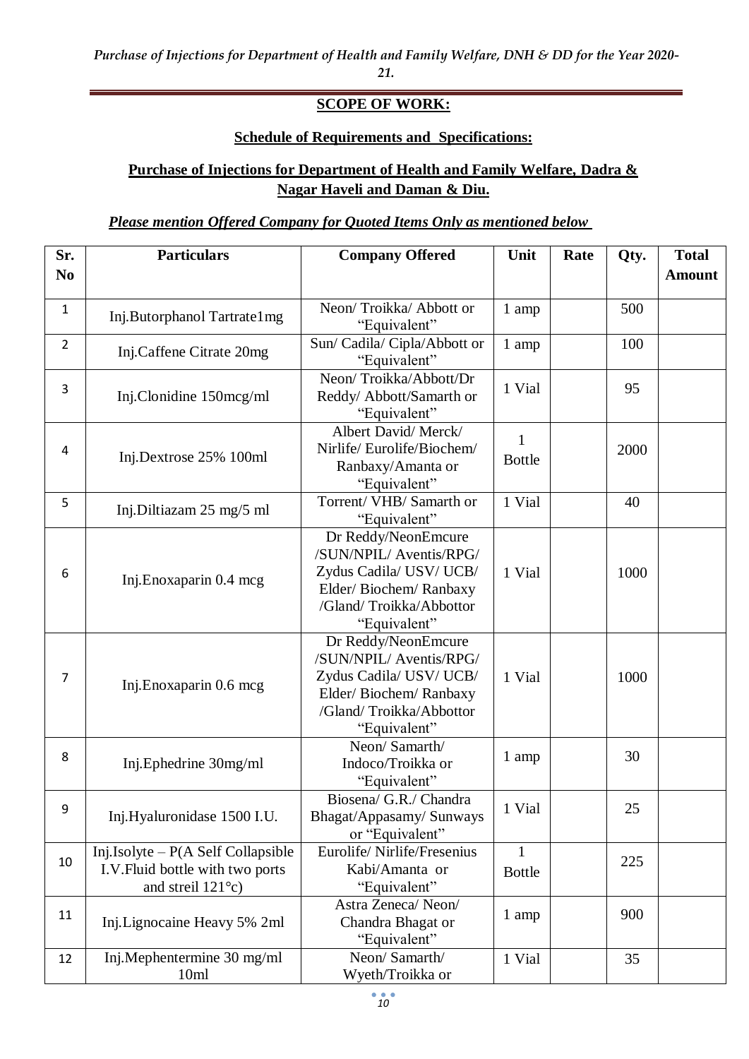## SCOPE OF WORK:

### Schedule of Requirements and Specifications:

### Purchase of Injections for Department of Health and Family Welfare, Dadra & Nagar Haveli and Daman & Diu.

***Please mention Offered Company for Quoted Items Only as mentioned below***

| Sr. No | Particulars | Company Offered | Unit | Rate | Qty. | Total Amount |
|---|---|---|---|---|---|---|
| 1 | Inj.Butorphanol Tartrate1mg | Neon/ Troikka/ Abbott or "Equivalent" | 1 amp | | 500 | |
| 2 | Inj.Caffene Citrate 20mg | Sun/ Cadila/ Cipla/Abbott or "Equivalent" | 1 amp | | 100 | |
| 3 | Inj.Clonidine 150mcg/ml | Neon/ Troikka/Abbott/Dr Reddy/ Abbott/Samarth or "Equivalent" | 1 Vial | | 95 | |
| 4 | Inj.Dextrose 25% 100ml | Albert David/ Merck/ Nirlife/ Eurolife/Biochem/ Ranbaxy/Amanta or "Equivalent" | 1 Bottle | | 2000 | |
| 5 | Inj.Diltiazam 25 mg/5 ml | Torrent/ VHB/ Samarth or "Equivalent" | 1 Vial | | 40 | |
| 6 | Inj.Enoxaparin 0.4 mcg | Dr Reddy/NeonEmcure /SUN/NPIL/ Aventis/RPG/ Zydus Cadila/ USV/ UCB/ Elder/ Biochem/ Ranbaxy /Gland/ Troikka/Abbottor "Equivalent" | 1 Vial | | 1000 | |
| 7 | Inj.Enoxaparin 0.6 mcg | Dr Reddy/NeonEmcure /SUN/NPIL/ Aventis/RPG/ Zydus Cadila/ USV/ UCB/ Elder/ Biochem/ Ranbaxy /Gland/ Troikka/Abbottor "Equivalent" | 1 Vial | | 1000 | |
| 8 | Inj.Ephedrine 30mg/ml | Neon/ Samarth/ Indoco/Troikka or "Equivalent" | 1 amp | | 30 | |
| 9 | Inj.Hyaluronidase 1500 I.U. | Biosena/ G.R./ Chandra Bhagat/Appasamy/ Sunways or "Equivalent" | 1 Vial | | 25 | |
| 10 | Inj.Isolyte – P(A Self Collapsible I.V.Fluid bottle with two ports and streil 121°c) | Eurolife/ Nirlife/Fresenius Kabi/Amanta or "Equivalent" | 1 Bottle | | 225 | |
| 11 | Inj.Lignocaine Heavy 5% 2ml | Astra Zeneca/ Neon/ Chandra Bhagat or "Equivalent" | 1 amp | | 900 | |
| 12 | Inj.Mephentermine 30 mg/ml 10ml | Neon/ Samarth/ Wyeth/Troikka or | 1 Vial | | 35 | |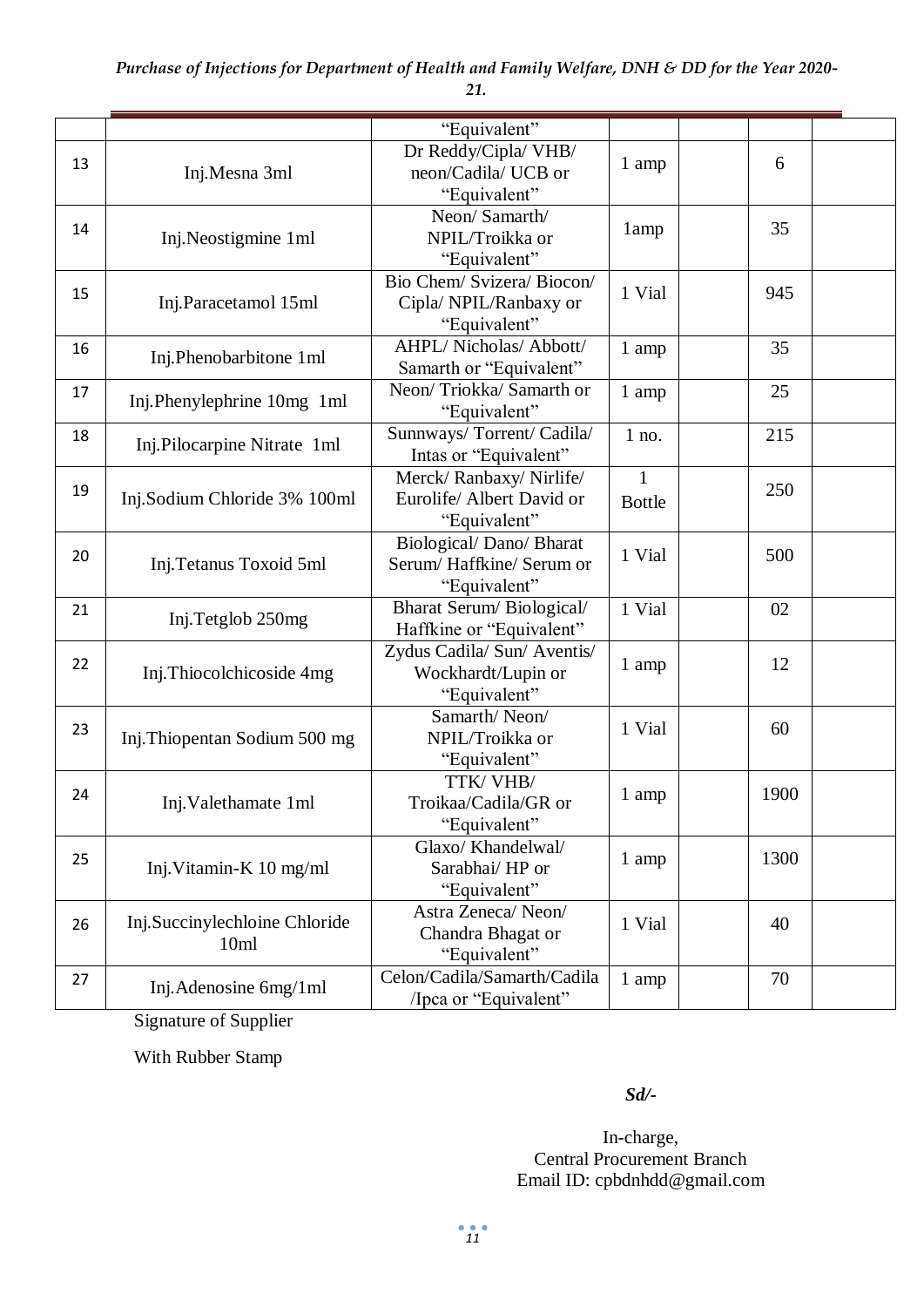*Purchase of Injections for Department of Health and Family Welfare, DNH & DD for the Year 2020-21.*

| | | | | | | |
|---|---|---|---|---|---|---|
| | | "Equivalent" | | | | |
| 13 | Inj.Mesna 3ml | Dr Reddy/Cipla/ VHB/ neon/Cadila/ UCB or "Equivalent" | 1 amp | | 6 | |
| 14 | Inj.Neostigmine 1ml | Neon/ Samarth/ NPIL/Troikka or "Equivalent" | 1amp | | 35 | |
| 15 | Inj.Paracetamol 15ml | Bio Chem/ Svizera/ Biocon/ Cipla/ NPIL/Ranbaxy or "Equivalent" | 1 Vial | | 945 | |
| 16 | Inj.Phenobarbitone 1ml | AHPL/ Nicholas/ Abbott/ Samarth or "Equivalent" | 1 amp | | 35 | |
| 17 | Inj.Phenylephrine 10mg 1ml | Neon/ Triokka/ Samarth or "Equivalent" | 1 amp | | 25 | |
| 18 | Inj.Pilocarpine Nitrate 1ml | Sunnways/ Torrent/ Cadila/ Intas or "Equivalent" | 1 no. | | 215 | |
| 19 | Inj.Sodium Chloride 3% 100ml | Merck/ Ranbaxy/ Nirlife/ Eurolife/ Albert David or "Equivalent" | 1 Bottle | | 250 | |
| 20 | Inj.Tetanus Toxoid 5ml | Biological/ Dano/ Bharat Serum/ Haffkine/ Serum or "Equivalent" | 1 Vial | | 500 | |
| 21 | Inj.Tetglob 250mg | Bharat Serum/ Biological/ Haffkine or "Equivalent" | 1 Vial | | 02 | |
| 22 | Inj.Thiocolchicoside 4mg | Zydus Cadila/ Sun/ Aventis/ Wockhardt/Lupin or "Equivalent" | 1 amp | | 12 | |
| 23 | Inj.Thiopentan Sodium 500 mg | Samarth/ Neon/ NPIL/Troikka or "Equivalent" | 1 Vial | | 60 | |
| 24 | Inj.Valethamate 1ml | TTK/ VHB/ Troikaa/Cadila/GR or "Equivalent" | 1 amp | | 1900 | |
| 25 | Inj.Vitamin-K 10 mg/ml | Glaxo/ Khandelwal/ Sarabhai/ HP or "Equivalent" | 1 amp | | 1300 | |
| 26 | Inj.Succinylechloine Chloride 10ml | Astra Zeneca/ Neon/ Chandra Bhagat or "Equivalent" | 1 Vial | | 40 | |
| 27 | Inj.Adenosine 6mg/1ml | Celon/Cadila/Samarth/Cadila /Ipca or "Equivalent" | 1 amp | | 70 | |

Signature of Supplier

With Rubber Stamp

***Sd/-***

In-charge,
Central Procurement Branch
Email ID: cpbdnhdd@gmail.com